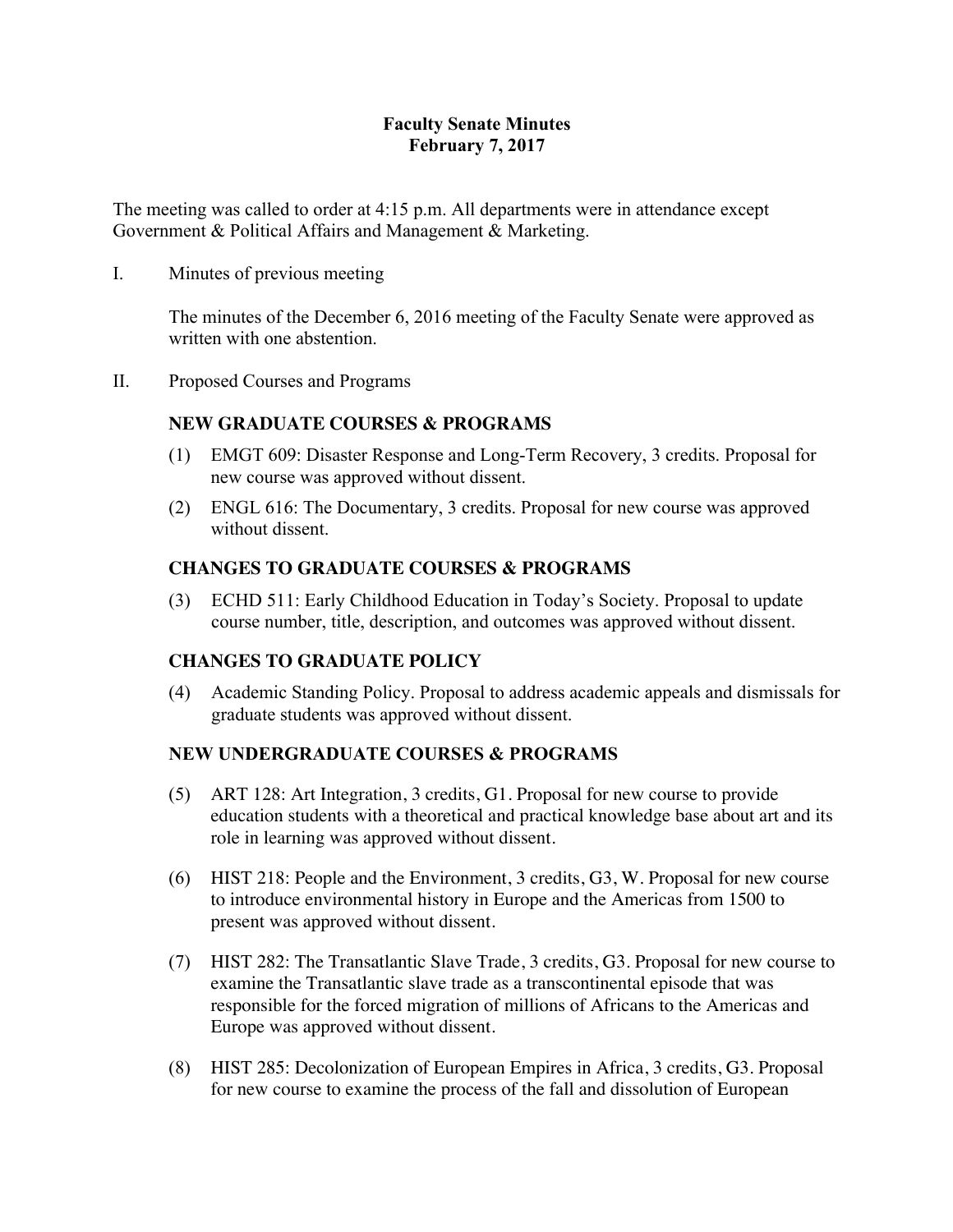# Faculty Senate Minutes
## February 7, 2017

The meeting was called to order at 4:15 p.m. All departments were in attendance except Government & Political Affairs and Management & Marketing.

I. Minutes of previous meeting

The minutes of the December 6, 2016 meeting of the Faculty Senate were approved as written with one abstention.

II. Proposed Courses and Programs

### NEW GRADUATE COURSES & PROGRAMS

(1) EMGT 609: Disaster Response and Long-Term Recovery, 3 credits. Proposal for new course was approved without dissent.

(2) ENGL 616: The Documentary, 3 credits. Proposal for new course was approved without dissent.

### CHANGES TO GRADUATE COURSES & PROGRAMS

(3) ECHD 511: Early Childhood Education in Today's Society. Proposal to update course number, title, description, and outcomes was approved without dissent.

### CHANGES TO GRADUATE POLICY

(4) Academic Standing Policy. Proposal to address academic appeals and dismissals for graduate students was approved without dissent.

### NEW UNDERGRADUATE COURSES & PROGRAMS

(5) ART 128: Art Integration, 3 credits, G1. Proposal for new course to provide education students with a theoretical and practical knowledge base about art and its role in learning was approved without dissent.

(6) HIST 218: People and the Environment, 3 credits, G3, W. Proposal for new course to introduce environmental history in Europe and the Americas from 1500 to present was approved without dissent.

(7) HIST 282: The Transatlantic Slave Trade, 3 credits, G3. Proposal for new course to examine the Transatlantic slave trade as a transcontinental episode that was responsible for the forced migration of millions of Africans to the Americas and Europe was approved without dissent.

(8) HIST 285: Decolonization of European Empires in Africa, 3 credits, G3. Proposal for new course to examine the process of the fall and dissolution of European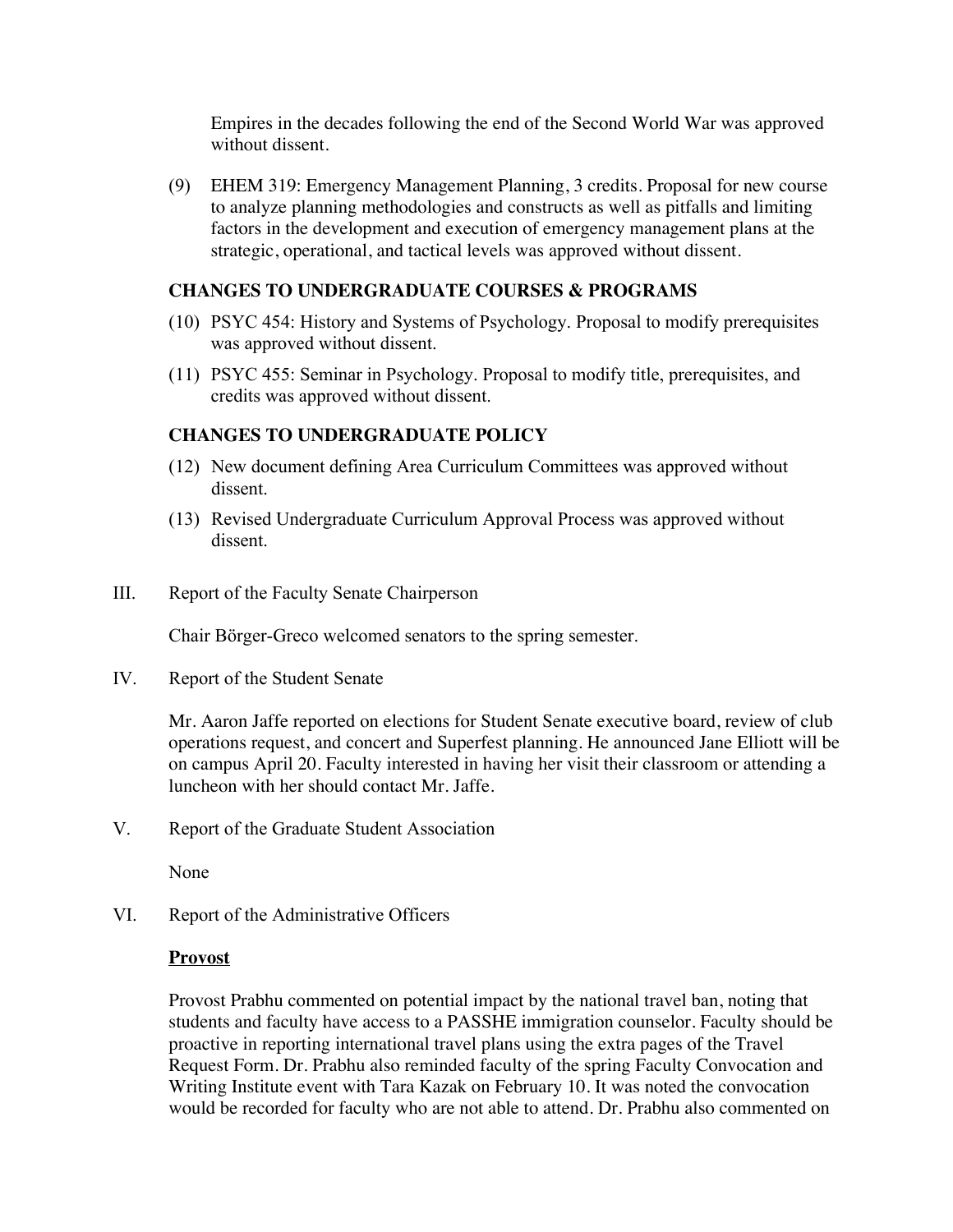Empires in the decades following the end of the Second World War was approved without dissent.

(9) EHEM 319: Emergency Management Planning, 3 credits. Proposal for new course to analyze planning methodologies and constructs as well as pitfalls and limiting factors in the development and execution of emergency management plans at the strategic, operational, and tactical levels was approved without dissent.

### CHANGES TO UNDERGRADUATE COURSES & PROGRAMS

(10) PSYC 454: History and Systems of Psychology. Proposal to modify prerequisites was approved without dissent.

(11) PSYC 455: Seminar in Psychology. Proposal to modify title, prerequisites, and credits was approved without dissent.

### CHANGES TO UNDERGRADUATE POLICY

(12) New document defining Area Curriculum Committees was approved without dissent.

(13) Revised Undergraduate Curriculum Approval Process was approved without dissent.

III. Report of the Faculty Senate Chairperson

Chair Börger-Greco welcomed senators to the spring semester.

IV. Report of the Student Senate

Mr. Aaron Jaffe reported on elections for Student Senate executive board, review of club operations request, and concert and Superfest planning. He announced Jane Elliott will be on campus April 20. Faculty interested in having her visit their classroom or attending a luncheon with her should contact Mr. Jaffe.

V. Report of the Graduate Student Association

None

VI. Report of the Administrative Officers

**Provost**

Provost Prabhu commented on potential impact by the national travel ban, noting that students and faculty have access to a PASSHE immigration counselor. Faculty should be proactive in reporting international travel plans using the extra pages of the Travel Request Form. Dr. Prabhu also reminded faculty of the spring Faculty Convocation and Writing Institute event with Tara Kazak on February 10. It was noted the convocation would be recorded for faculty who are not able to attend. Dr. Prabhu also commented on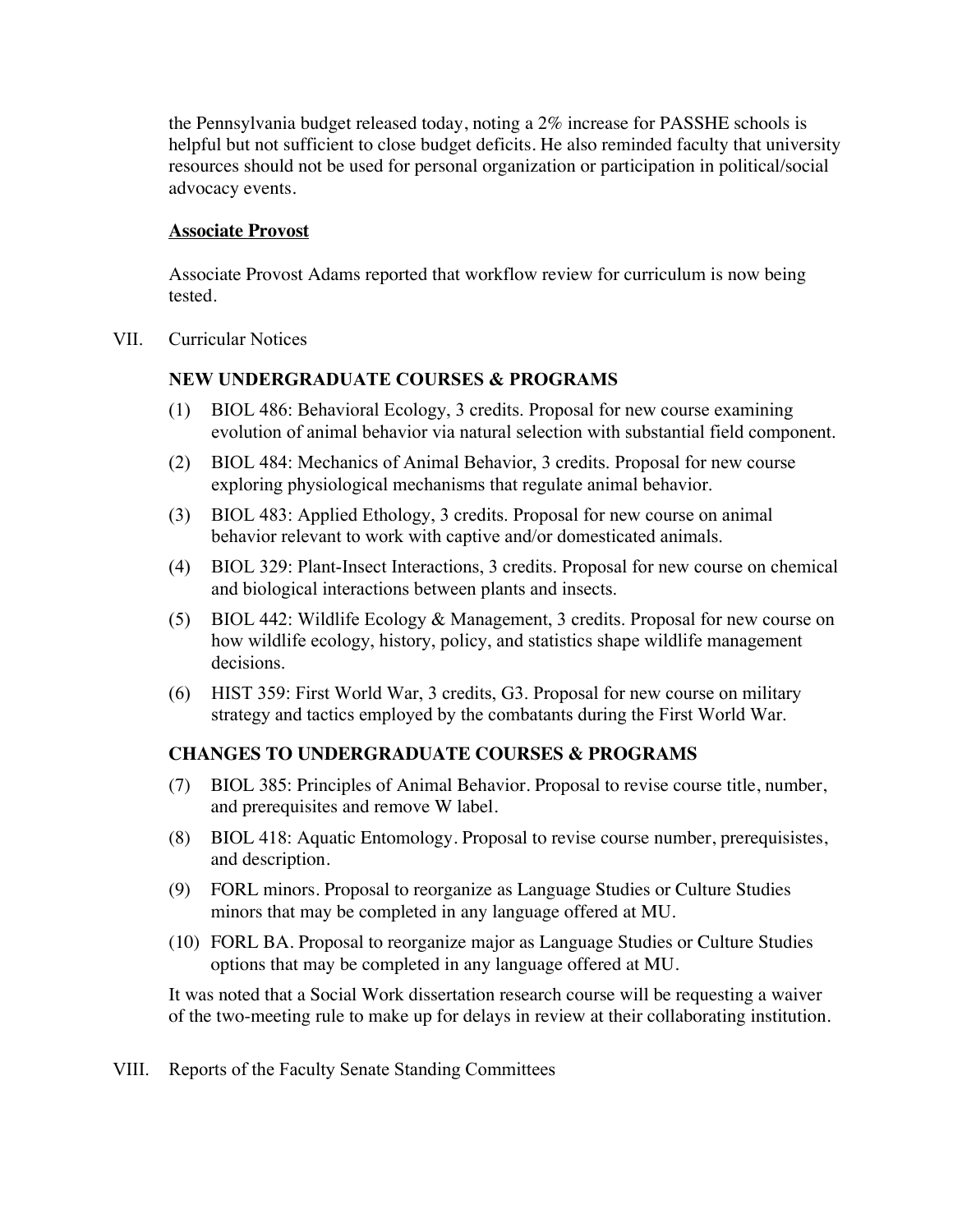the Pennsylvania budget released today, noting a 2% increase for PASSHE schools is helpful but not sufficient to close budget deficits. He also reminded faculty that university resources should not be used for personal organization or participation in political/social advocacy events.

**Associate Provost**

Associate Provost Adams reported that workflow review for curriculum is now being tested.

VII. Curricular Notices

**NEW UNDERGRADUATE COURSES & PROGRAMS**

(1) BIOL 486: Behavioral Ecology, 3 credits. Proposal for new course examining evolution of animal behavior via natural selection with substantial field component.

(2) BIOL 484: Mechanics of Animal Behavior, 3 credits. Proposal for new course exploring physiological mechanisms that regulate animal behavior.

(3) BIOL 483: Applied Ethology, 3 credits. Proposal for new course on animal behavior relevant to work with captive and/or domesticated animals.

(4) BIOL 329: Plant-Insect Interactions, 3 credits. Proposal for new course on chemical and biological interactions between plants and insects.

(5) BIOL 442: Wildlife Ecology & Management, 3 credits. Proposal for new course on how wildlife ecology, history, policy, and statistics shape wildlife management decisions.

(6) HIST 359: First World War, 3 credits, G3. Proposal for new course on military strategy and tactics employed by the combatants during the First World War.

**CHANGES TO UNDERGRADUATE COURSES & PROGRAMS**

(7) BIOL 385: Principles of Animal Behavior. Proposal to revise course title, number, and prerequisites and remove W label.

(8) BIOL 418: Aquatic Entomology. Proposal to revise course number, prerequisistes, and description.

(9) FORL minors. Proposal to reorganize as Language Studies or Culture Studies minors that may be completed in any language offered at MU.

(10) FORL BA. Proposal to reorganize major as Language Studies or Culture Studies options that may be completed in any language offered at MU.

It was noted that a Social Work dissertation research course will be requesting a waiver of the two-meeting rule to make up for delays in review at their collaborating institution.

VIII. Reports of the Faculty Senate Standing Committees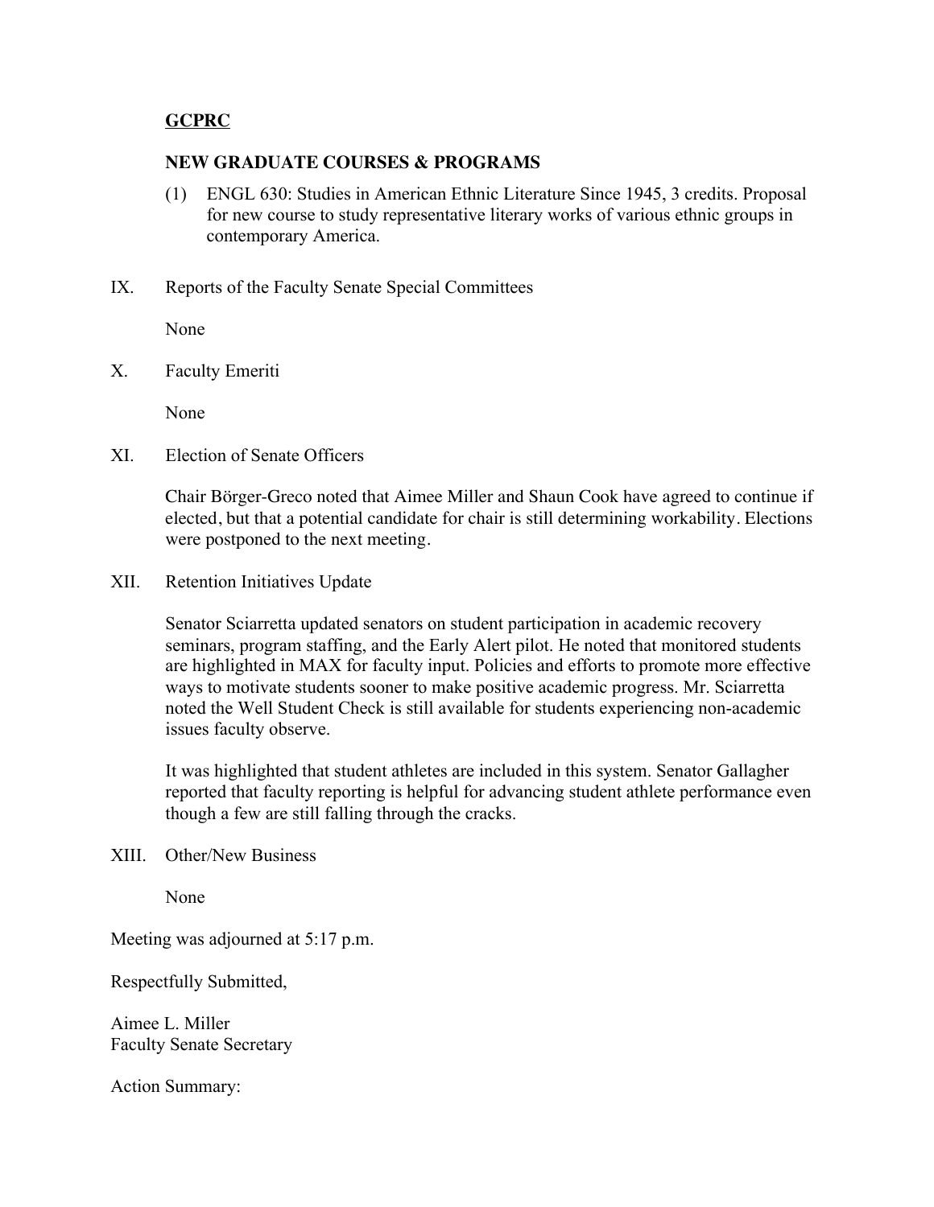**GCPRC**

**NEW GRADUATE COURSES & PROGRAMS**

(1) ENGL 630: Studies in American Ethnic Literature Since 1945, 3 credits. Proposal for new course to study representative literary works of various ethnic groups in contemporary America.

IX. Reports of the Faculty Senate Special Committees

None

X. Faculty Emeriti

None

XI. Election of Senate Officers

Chair Börger-Greco noted that Aimee Miller and Shaun Cook have agreed to continue if elected, but that a potential candidate for chair is still determining workability. Elections were postponed to the next meeting.

XII. Retention Initiatives Update

Senator Sciarretta updated senators on student participation in academic recovery seminars, program staffing, and the Early Alert pilot. He noted that monitored students are highlighted in MAX for faculty input. Policies and efforts to promote more effective ways to motivate students sooner to make positive academic progress. Mr. Sciarretta noted the Well Student Check is still available for students experiencing non-academic issues faculty observe.

It was highlighted that student athletes are included in this system. Senator Gallagher reported that faculty reporting is helpful for advancing student athlete performance even though a few are still falling through the cracks.

XIII. Other/New Business

None

Meeting was adjourned at 5:17 p.m.

Respectfully Submitted,

Aimee L. Miller
Faculty Senate Secretary

Action Summary: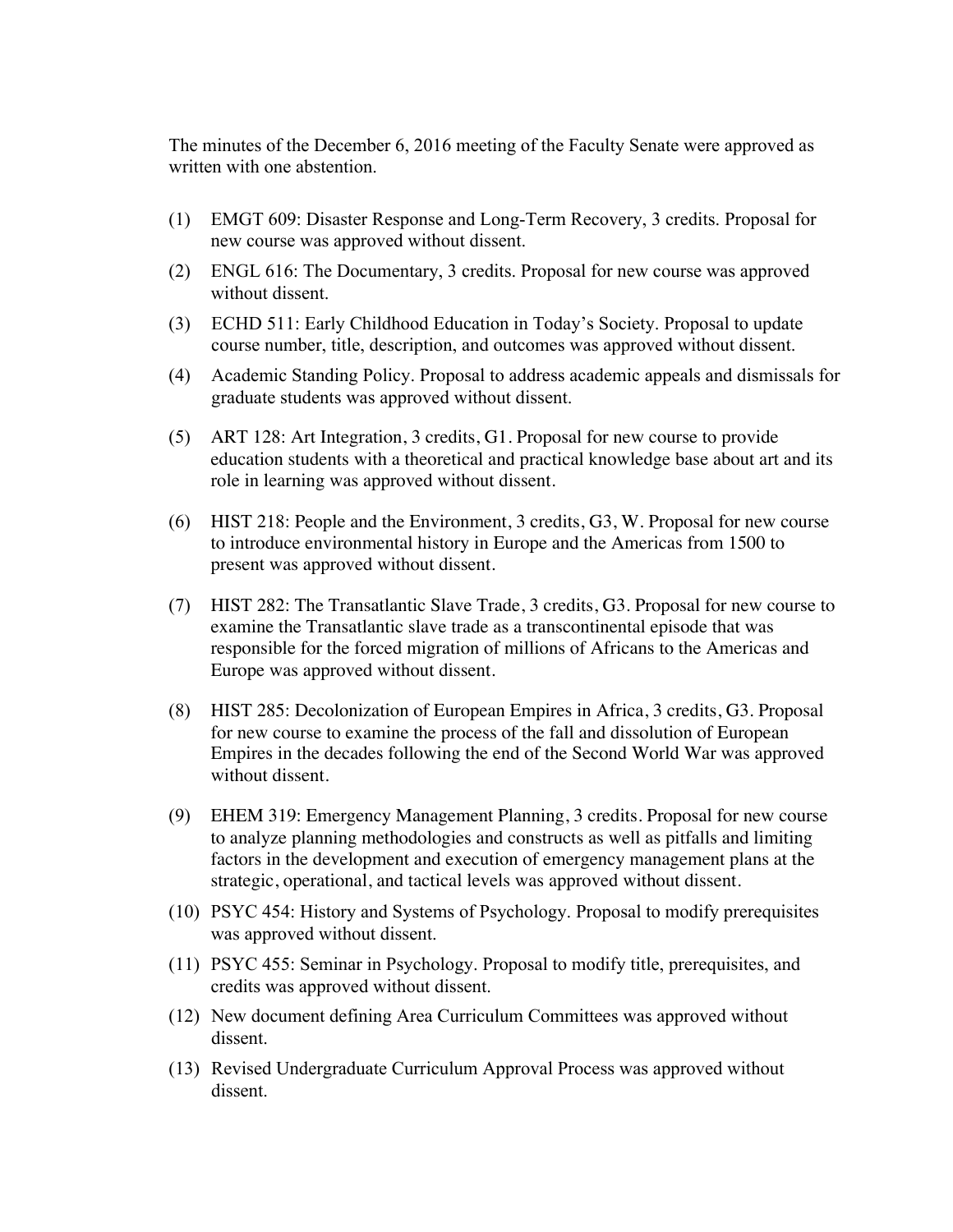The minutes of the December 6, 2016 meeting of the Faculty Senate were approved as written with one abstention.

(1) EMGT 609: Disaster Response and Long-Term Recovery, 3 credits. Proposal for new course was approved without dissent.

(2) ENGL 616: The Documentary, 3 credits. Proposal for new course was approved without dissent.

(3) ECHD 511: Early Childhood Education in Today's Society. Proposal to update course number, title, description, and outcomes was approved without dissent.

(4) Academic Standing Policy. Proposal to address academic appeals and dismissals for graduate students was approved without dissent.

(5) ART 128: Art Integration, 3 credits, G1. Proposal for new course to provide education students with a theoretical and practical knowledge base about art and its role in learning was approved without dissent.

(6) HIST 218: People and the Environment, 3 credits, G3, W. Proposal for new course to introduce environmental history in Europe and the Americas from 1500 to present was approved without dissent.

(7) HIST 282: The Transatlantic Slave Trade, 3 credits, G3. Proposal for new course to examine the Transatlantic slave trade as a transcontinental episode that was responsible for the forced migration of millions of Africans to the Americas and Europe was approved without dissent.

(8) HIST 285: Decolonization of European Empires in Africa, 3 credits, G3. Proposal for new course to examine the process of the fall and dissolution of European Empires in the decades following the end of the Second World War was approved without dissent.

(9) EHEM 319: Emergency Management Planning, 3 credits. Proposal for new course to analyze planning methodologies and constructs as well as pitfalls and limiting factors in the development and execution of emergency management plans at the strategic, operational, and tactical levels was approved without dissent.

(10) PSYC 454: History and Systems of Psychology. Proposal to modify prerequisites was approved without dissent.

(11) PSYC 455: Seminar in Psychology. Proposal to modify title, prerequisites, and credits was approved without dissent.

(12) New document defining Area Curriculum Committees was approved without dissent.

(13) Revised Undergraduate Curriculum Approval Process was approved without dissent.